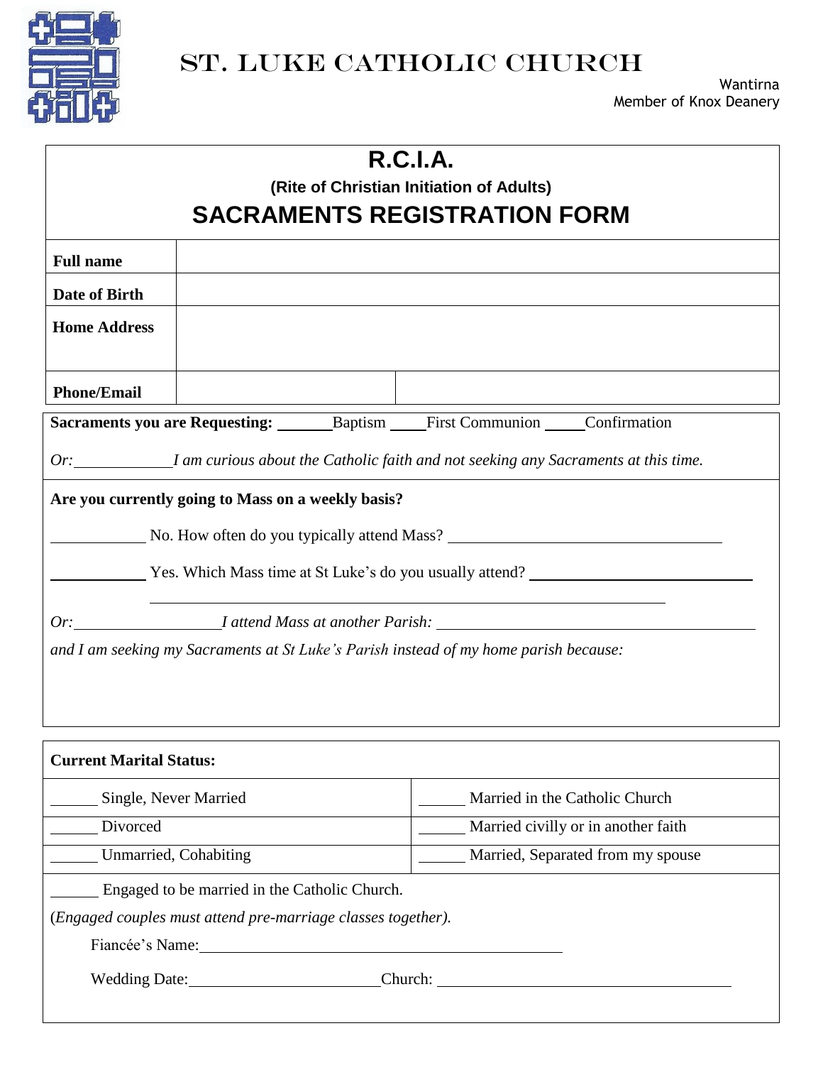# ST. LUKE CATHOLIC CHURCH

Wantirna
Member of Knox Deanery

## R.C.I.A.

**(Rite of Christian Initiation of Adults)**

## SACRAMENTS REGISTRATION FORM

| **Full name** | | |
|---|---|---|
| **Date of Birth** | | |
| **Home Address** | | |
| **Phone/Email** | | |

**Sacraments you are Requesting:** ______Baptism ____First Communion ____Confirmation

*Or:*___________*I am curious about the Catholic faith and not seeking any Sacraments at this time.*

**Are you currently going to Mass on a weekly basis?**

__________ No. How often do you typically attend Mass? ______________________________

__________ Yes. Which Mass time at St Luke's do you usually attend? ______________________

______________________________________________

*Or:*_______________*I attend Mass at another Parish:* ______________________________

*and I am seeking my Sacraments at St Luke's Parish instead of my home parish because:*

**Current Marital Status:**

| | |
|---|---|
| _____ Single, Never Married | _____ Married in the Catholic Church |
| _____ Divorced | _____ Married civilly or in another faith |
| _____ Unmarried, Cohabiting | _____ Married, Separated from my spouse |

_____ Engaged to be married in the Catholic Church.

(*Engaged couples must attend pre-marriage classes together).*

Fiancée's Name:______________________________________

Wedding Date:____________________Church: ______________________________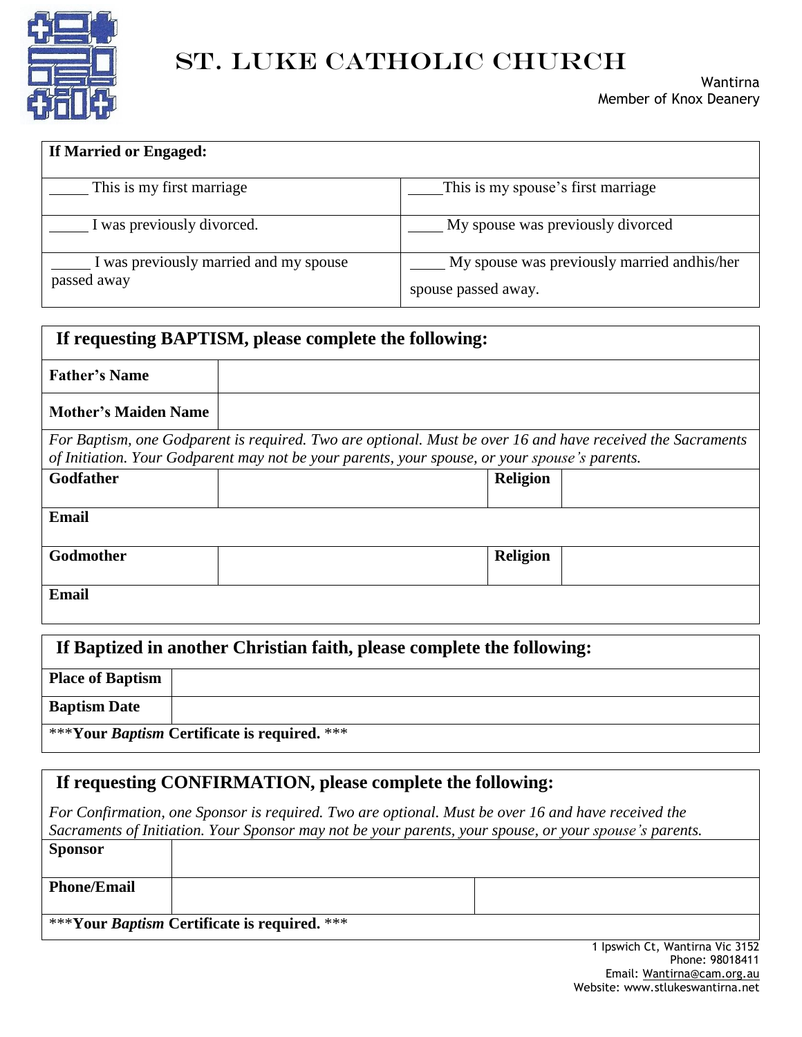# ST. LUKE CATHOLIC CHURCH

Wantirna
Member of Knox Deanery

| **If Married or Engaged:** | |
|---|---|
| _____ This is my first marriage | _____This is my spouse's first marriage |
| _____ I was previously divorced. | _____ My spouse was previously divorced |
| _____ I was previously married and my spouse passed away | _____ My spouse was previously married andhis/her spouse passed away. |

| **If requesting BAPTISM, please complete the following:** | | | |
|---|---|---|---|
| **Father's Name** | | | |
| **Mother's Maiden Name** | | | |
| *For Baptism, one Godparent is required. Two are optional. Must be over 16 and have received the Sacraments of Initiation. Your Godparent may not be your parents, your spouse, or your spouse's parents.* | | | |
| **Godfather** | | **Religion** | |
| **Email** | | | |
| **Godmother** | | **Religion** | |
| **Email** | | | |

| **If Baptized in another Christian faith, please complete the following:** | |
|---|---|
| **Place of Baptism** | |
| **Baptism Date** | |
| ***Your *Baptism* Certificate is required. *** | |

| **If requesting CONFIRMATION, please complete the following:** | | |
|---|---|---|
| *For Confirmation, one Sponsor is required. Two are optional. Must be over 16 and have received the Sacraments of Initiation. Your Sponsor may not be your parents, your spouse, or your spouse's parents.* | | |
| **Sponsor** | | |
| **Phone/Email** | | |
| ***Your *Baptism* Certificate is required. *** | | |

1 Ipswich Ct, Wantirna Vic 3152
Phone: 98018411
Email: Wantirna@cam.org.au
Website: www.stlukeswantirna.net